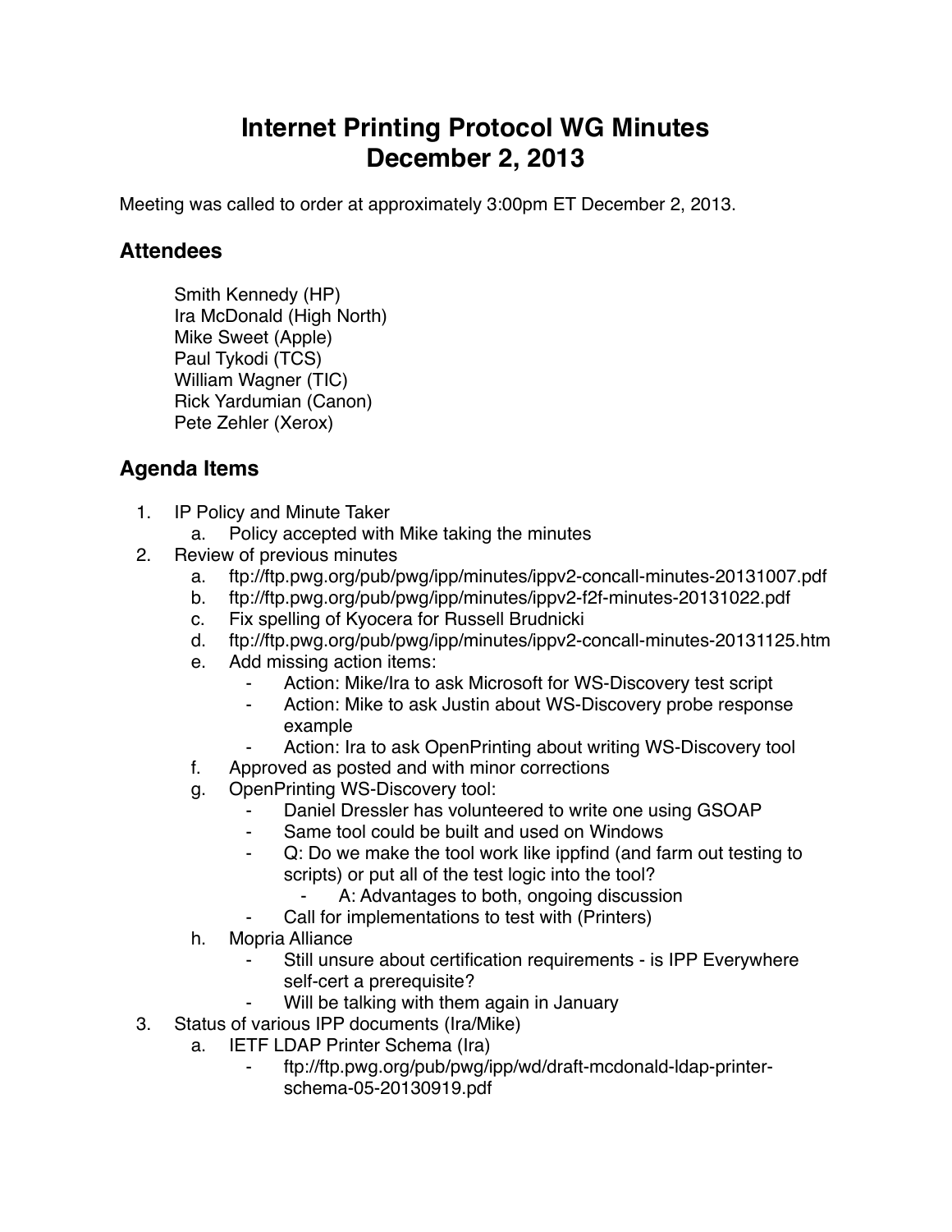# Internet Printing Protocol WG Minutes
# December 2, 2013

Meeting was called to order at approximately 3:00pm ET December 2, 2013.

## Attendees

Smith Kennedy (HP)
Ira McDonald (High North)
Mike Sweet (Apple)
Paul Tykodi (TCS)
William Wagner (TIC)
Rick Yardumian (Canon)
Pete Zehler (Xerox)

## Agenda Items

1. IP Policy and Minute Taker
    a. Policy accepted with Mike taking the minutes
2. Review of previous minutes
    a. ftp://ftp.pwg.org/pub/pwg/ipp/minutes/ippv2-concall-minutes-20131007.pdf
    b. ftp://ftp.pwg.org/pub/pwg/ipp/minutes/ippv2-f2f-minutes-20131022.pdf
    c. Fix spelling of Kyocera for Russell Brudnicki
    d. ftp://ftp.pwg.org/pub/pwg/ipp/minutes/ippv2-concall-minutes-20131125.htm
    e. Add missing action items:
        - Action: Mike/Ira to ask Microsoft for WS-Discovery test script
        - Action: Mike to ask Justin about WS-Discovery probe response example
        - Action: Ira to ask OpenPrinting about writing WS-Discovery tool
    f. Approved as posted and with minor corrections
    g. OpenPrinting WS-Discovery tool:
        - Daniel Dressler has volunteered to write one using GSOAP
        - Same tool could be built and used on Windows
        - Q: Do we make the tool work like ippfind (and farm out testing to scripts) or put all of the test logic into the tool?
            - A: Advantages to both, ongoing discussion
        - Call for implementations to test with (Printers)
    h. Mopria Alliance
        - Still unsure about certification requirements - is IPP Everywhere self-cert a prerequisite?
        - Will be talking with them again in January
3. Status of various IPP documents (Ira/Mike)
    a. IETF LDAP Printer Schema (Ira)
        - ftp://ftp.pwg.org/pub/pwg/ipp/wd/draft-mcdonald-ldap-printer-schema-05-20130919.pdf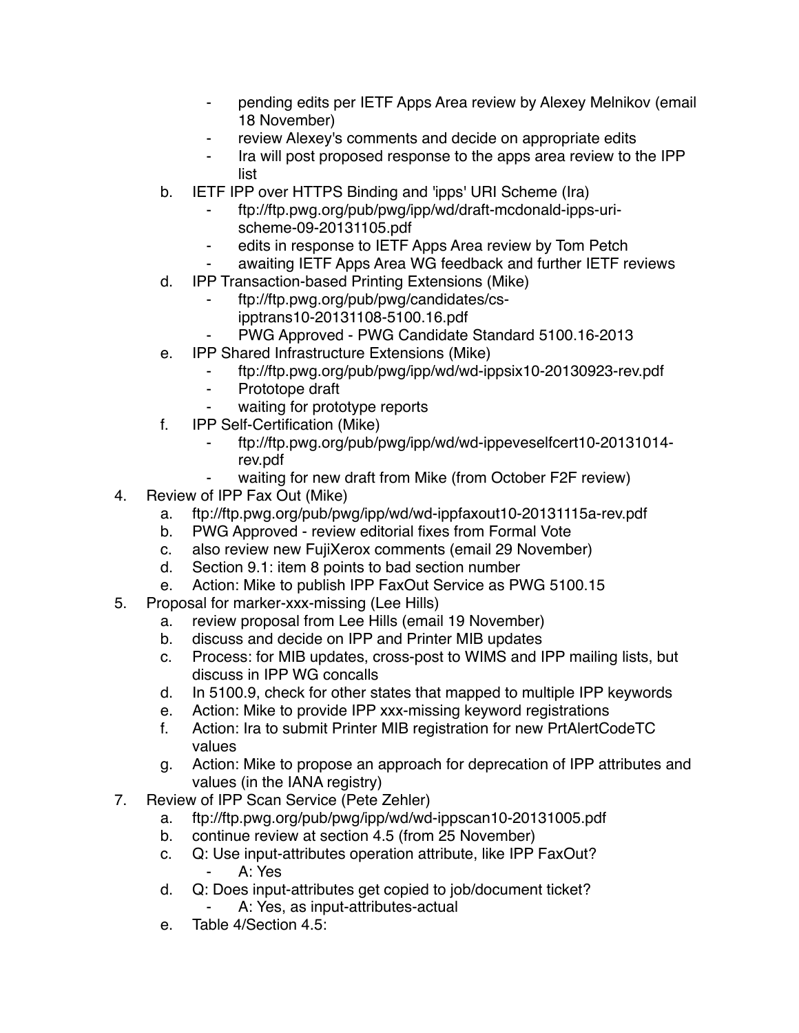- pending edits per IETF Apps Area review by Alexey Melnikov (email 18 November)
- review Alexey's comments and decide on appropriate edits
- Ira will post proposed response to the apps area review to the IPP list

b. IETF IPP over HTTPS Binding and 'ipps' URI Scheme (Ira)
   - ftp://ftp.pwg.org/pub/pwg/ipp/wd/draft-mcdonald-ipps-uri-scheme-09-20131105.pdf
   - edits in response to IETF Apps Area review by Tom Petch
   - awaiting IETF Apps Area WG feedback and further IETF reviews

d. IPP Transaction-based Printing Extensions (Mike)
   - ftp://ftp.pwg.org/pub/pwg/candidates/cs-ipptrans10-20131108-5100.16.pdf
   - PWG Approved - PWG Candidate Standard 5100.16-2013

e. IPP Shared Infrastructure Extensions (Mike)
   - ftp://ftp.pwg.org/pub/pwg/ipp/wd/wd-ippsix10-20130923-rev.pdf
   - Prototope draft
   - waiting for prototype reports

f. IPP Self-Certification (Mike)
   - ftp://ftp.pwg.org/pub/pwg/ipp/wd/wd-ippeveselfcert10-20131014-rev.pdf
   - waiting for new draft from Mike (from October F2F review)

4. Review of IPP Fax Out (Mike)
   a. ftp://ftp.pwg.org/pub/pwg/ipp/wd/wd-ippfaxout10-20131115a-rev.pdf
   b. PWG Approved - review editorial fixes from Formal Vote
   c. also review new FujiXerox comments (email 29 November)
   d. Section 9.1: item 8 points to bad section number
   e. Action: Mike to publish IPP FaxOut Service as PWG 5100.15

5. Proposal for marker-xxx-missing (Lee Hills)
   a. review proposal from Lee Hills (email 19 November)
   b. discuss and decide on IPP and Printer MIB updates
   c. Process: for MIB updates, cross-post to WIMS and IPP mailing lists, but discuss in IPP WG concalls
   d. In 5100.9, check for other states that mapped to multiple IPP keywords
   e. Action: Mike to provide IPP xxx-missing keyword registrations
   f. Action: Ira to submit Printer MIB registration for new PrtAlertCodeTC values
   g. Action: Mike to propose an approach for deprecation of IPP attributes and values (in the IANA registry)

7. Review of IPP Scan Service (Pete Zehler)
   a. ftp://ftp.pwg.org/pub/pwg/ipp/wd/wd-ippscan10-20131005.pdf
   b. continue review at section 4.5 (from 25 November)
   c. Q: Use input-attributes operation attribute, like IPP FaxOut?
      - A: Yes
   d. Q: Does input-attributes get copied to job/document ticket?
      - A: Yes, as input-attributes-actual
   e. Table 4/Section 4.5: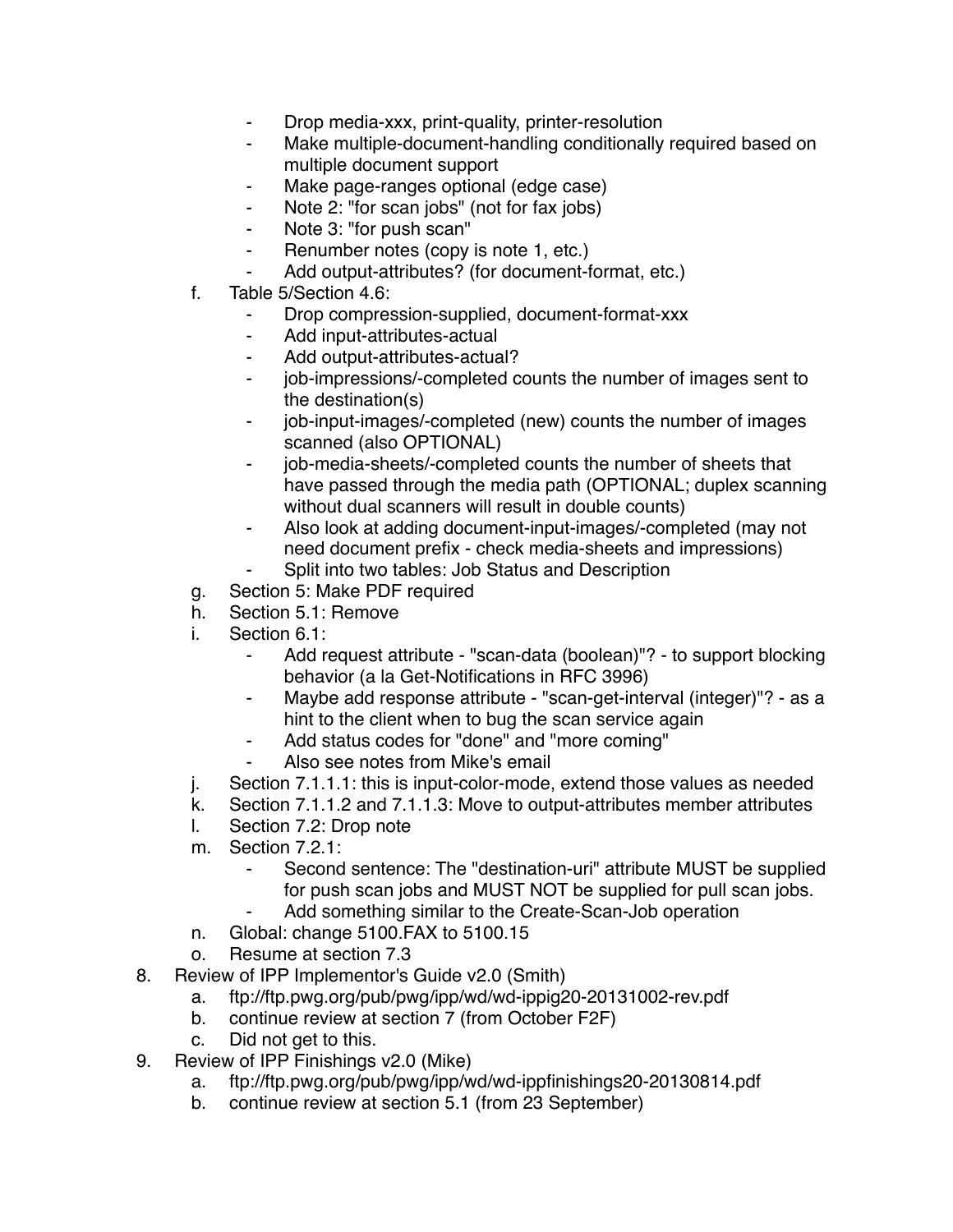- Drop media-xxx, print-quality, printer-resolution
   - Make multiple-document-handling conditionally required based on multiple document support
   - Make page-ranges optional (edge case)
   - Note 2: "for scan jobs" (not for fax jobs)
   - Note 3: "for push scan"
   - Renumber notes (copy is note 1, etc.)
   - Add output-attributes? (for document-format, etc.)

   f. Table 5/Section 4.6:
      - Drop compression-supplied, document-format-xxx
      - Add input-attributes-actual
      - Add output-attributes-actual?
      - job-impressions/-completed counts the number of images sent to the destination(s)
      - job-input-images/-completed (new) counts the number of images scanned (also OPTIONAL)
      - job-media-sheets/-completed counts the number of sheets that have passed through the media path (OPTIONAL; duplex scanning without dual scanners will result in double counts)
      - Also look at adding document-input-images/-completed (may not need document prefix - check media-sheets and impressions)
      - Split into two tables: Job Status and Description
   g. Section 5: Make PDF required
   h. Section 5.1: Remove
   i. Section 6.1:
      - Add request attribute - "scan-data (boolean)"? - to support blocking behavior (a la Get-Notifications in RFC 3996)
      - Maybe add response attribute - "scan-get-interval (integer)"? - as a hint to the client when to bug the scan service again
      - Add status codes for "done" and "more coming"
      - Also see notes from Mike's email
   j. Section 7.1.1.1: this is input-color-mode, extend those values as needed
   k. Section 7.1.1.2 and 7.1.1.3: Move to output-attributes member attributes
   l. Section 7.2: Drop note
   m. Section 7.2.1:
      - Second sentence: The "destination-uri" attribute MUST be supplied for push scan jobs and MUST NOT be supplied for pull scan jobs.
      - Add something similar to the Create-Scan-Job operation
   n. Global: change 5100.FAX to 5100.15
   o. Resume at section 7.3

8. Review of IPP Implementor's Guide v2.0 (Smith)
   a. ftp://ftp.pwg.org/pub/pwg/ipp/wd/wd-ippig20-20131002-rev.pdf
   b. continue review at section 7 (from October F2F)
   c. Did not get to this.
9. Review of IPP Finishings v2.0 (Mike)
   a. ftp://ftp.pwg.org/pub/pwg/ipp/wd/wd-ippfinishings20-20130814.pdf
   b. continue review at section 5.1 (from 23 September)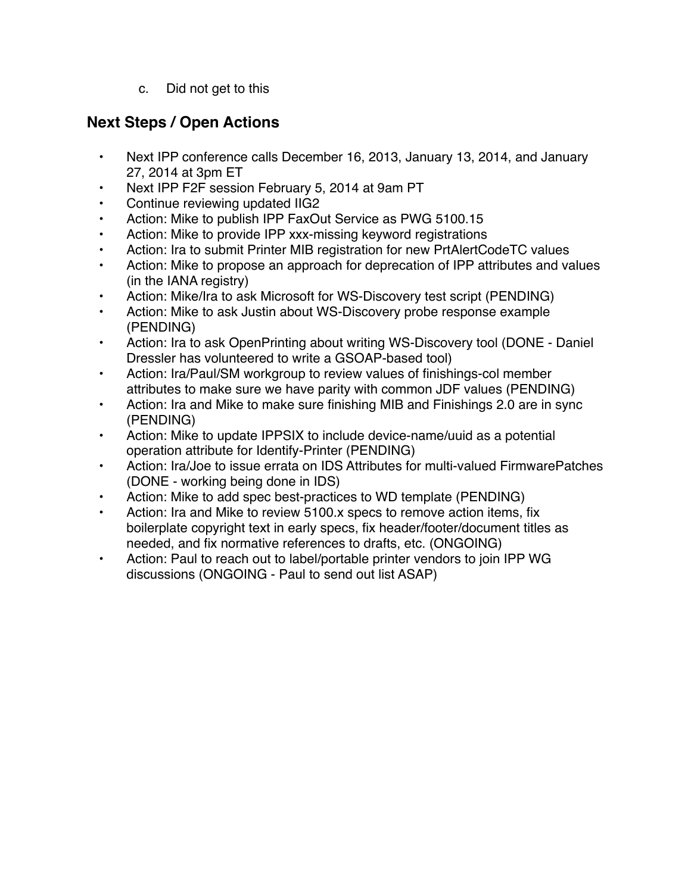c. Did not get to this

## Next Steps / Open Actions

- Next IPP conference calls December 16, 2013, January 13, 2014, and January 27, 2014 at 3pm ET
- Next IPP F2F session February 5, 2014 at 9am PT
- Continue reviewing updated IIG2
- Action: Mike to publish IPP FaxOut Service as PWG 5100.15
- Action: Mike to provide IPP xxx-missing keyword registrations
- Action: Ira to submit Printer MIB registration for new PrtAlertCodeTC values
- Action: Mike to propose an approach for deprecation of IPP attributes and values (in the IANA registry)
- Action: Mike/Ira to ask Microsoft for WS-Discovery test script (PENDING)
- Action: Mike to ask Justin about WS-Discovery probe response example (PENDING)
- Action: Ira to ask OpenPrinting about writing WS-Discovery tool (DONE - Daniel Dressler has volunteered to write a GSOAP-based tool)
- Action: Ira/Paul/SM workgroup to review values of finishings-col member attributes to make sure we have parity with common JDF values (PENDING)
- Action: Ira and Mike to make sure finishing MIB and Finishings 2.0 are in sync (PENDING)
- Action: Mike to update IPPSIX to include device-name/uuid as a potential operation attribute for Identify-Printer (PENDING)
- Action: Ira/Joe to issue errata on IDS Attributes for multi-valued FirmwarePatches (DONE - working being done in IDS)
- Action: Mike to add spec best-practices to WD template (PENDING)
- Action: Ira and Mike to review 5100.x specs to remove action items, fix boilerplate copyright text in early specs, fix header/footer/document titles as needed, and fix normative references to drafts, etc. (ONGOING)
- Action: Paul to reach out to label/portable printer vendors to join IPP WG discussions (ONGOING - Paul to send out list ASAP)